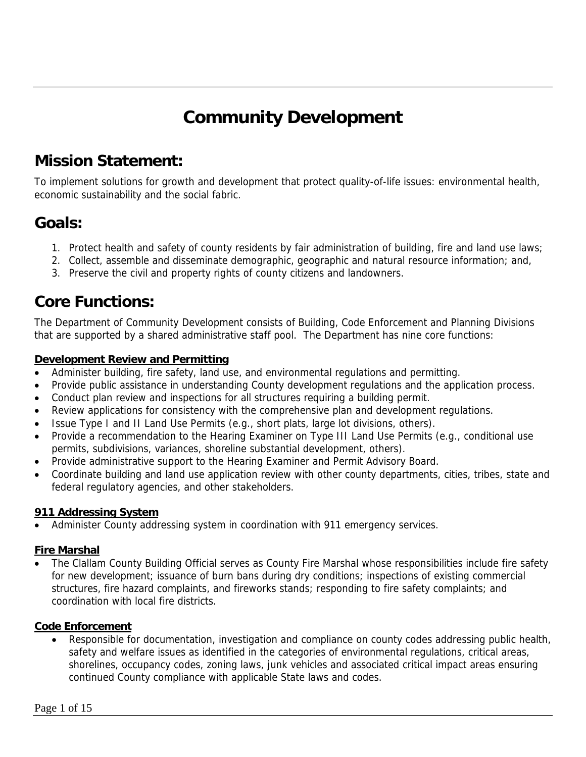# Community Development

## Mission Statement:

To implement solutions for growth and development that protect quality-of-life issues: environmental health, economic sustainability and the social fabric.

## Goals:

1. Protect health and safety of county residents by fair administration of building, fire and land use laws;
2. Collect, assemble and disseminate demographic, geographic and natural resource information; and,
3. Preserve the civil and property rights of county citizens and landowners.

## Core Functions:

The Department of Community Development consists of Building, Code Enforcement and Planning Divisions that are supported by a shared administrative staff pool. The Department has nine core functions:

**Development Review and Permitting**

- Administer building, fire safety, land use, and environmental regulations and permitting.
- Provide public assistance in understanding County development regulations and the application process.
- Conduct plan review and inspections for all structures requiring a building permit.
- Review applications for consistency with the comprehensive plan and development regulations.
- Issue Type I and II Land Use Permits (e.g., short plats, large lot divisions, others).
- Provide a recommendation to the Hearing Examiner on Type III Land Use Permits (e.g., conditional use permits, subdivisions, variances, shoreline substantial development, others).
- Provide administrative support to the Hearing Examiner and Permit Advisory Board.
- Coordinate building and land use application review with other county departments, cities, tribes, state and federal regulatory agencies, and other stakeholders.

**911 Addressing System**

- Administer County addressing system in coordination with 911 emergency services.

**Fire Marshal**

- The Clallam County Building Official serves as County Fire Marshal whose responsibilities include fire safety for new development; issuance of burn bans during dry conditions; inspections of existing commercial structures, fire hazard complaints, and fireworks stands; responding to fire safety complaints; and coordination with local fire districts.

**Code Enforcement**

- Responsible for documentation, investigation and compliance on county codes addressing public health, safety and welfare issues as identified in the categories of environmental regulations, critical areas, shorelines, occupancy codes, zoning laws, junk vehicles and associated critical impact areas ensuring continued County compliance with applicable State laws and codes.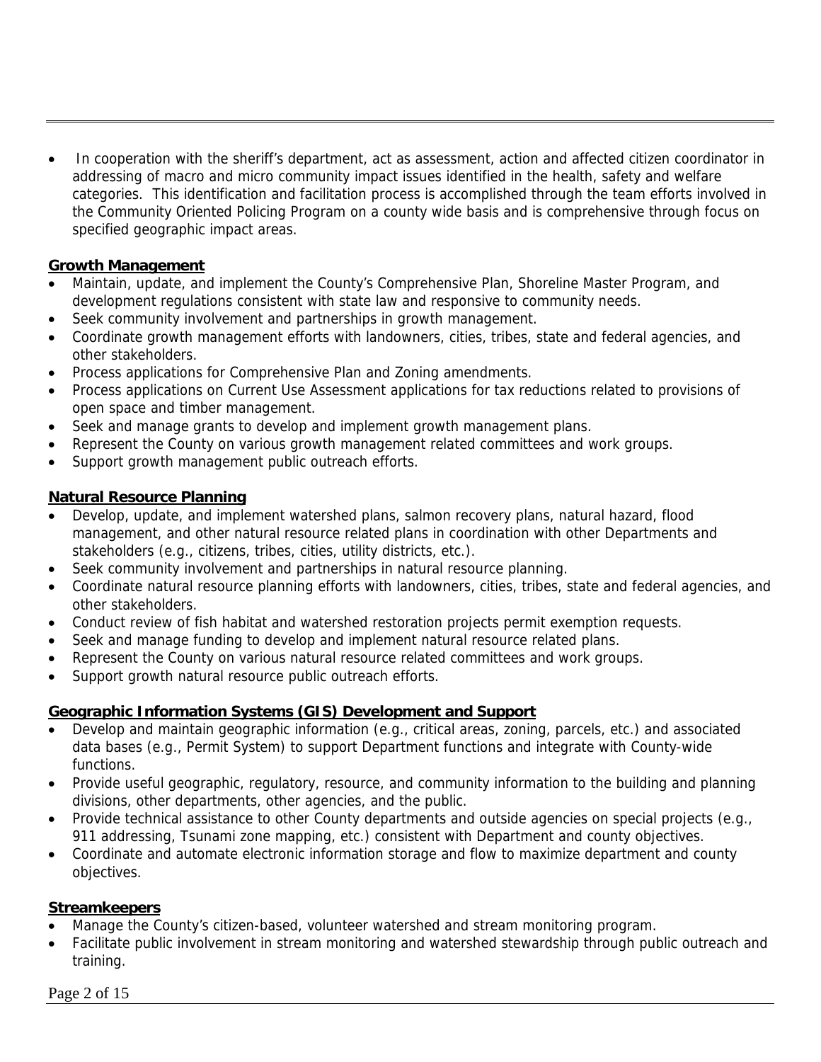- In cooperation with the sheriff's department, act as assessment, action and affected citizen coordinator in addressing of macro and micro community impact issues identified in the health, safety and welfare categories. This identification and facilitation process is accomplished through the team efforts involved in the Community Oriented Policing Program on a county wide basis and is comprehensive through focus on specified geographic impact areas.

**Growth Management**

- Maintain, update, and implement the County's Comprehensive Plan, Shoreline Master Program, and development regulations consistent with state law and responsive to community needs.
- Seek community involvement and partnerships in growth management.
- Coordinate growth management efforts with landowners, cities, tribes, state and federal agencies, and other stakeholders.
- Process applications for Comprehensive Plan and Zoning amendments.
- Process applications on Current Use Assessment applications for tax reductions related to provisions of open space and timber management.
- Seek and manage grants to develop and implement growth management plans.
- Represent the County on various growth management related committees and work groups.
- Support growth management public outreach efforts.

**Natural Resource Planning**

- Develop, update, and implement watershed plans, salmon recovery plans, natural hazard, flood management, and other natural resource related plans in coordination with other Departments and stakeholders (e.g., citizens, tribes, cities, utility districts, etc.).
- Seek community involvement and partnerships in natural resource planning.
- Coordinate natural resource planning efforts with landowners, cities, tribes, state and federal agencies, and other stakeholders.
- Conduct review of fish habitat and watershed restoration projects permit exemption requests.
- Seek and manage funding to develop and implement natural resource related plans.
- Represent the County on various natural resource related committees and work groups.
- Support growth natural resource public outreach efforts.

**Geographic Information Systems (GIS) Development and Support**

- Develop and maintain geographic information (e.g., critical areas, zoning, parcels, etc.) and associated data bases (e.g., Permit System) to support Department functions and integrate with County-wide functions.
- Provide useful geographic, regulatory, resource, and community information to the building and planning divisions, other departments, other agencies, and the public.
- Provide technical assistance to other County departments and outside agencies on special projects (e.g., 911 addressing, Tsunami zone mapping, etc.) consistent with Department and county objectives.
- Coordinate and automate electronic information storage and flow to maximize department and county objectives.

**Streamkeepers**

- Manage the County's citizen-based, volunteer watershed and stream monitoring program.
- Facilitate public involvement in stream monitoring and watershed stewardship through public outreach and training.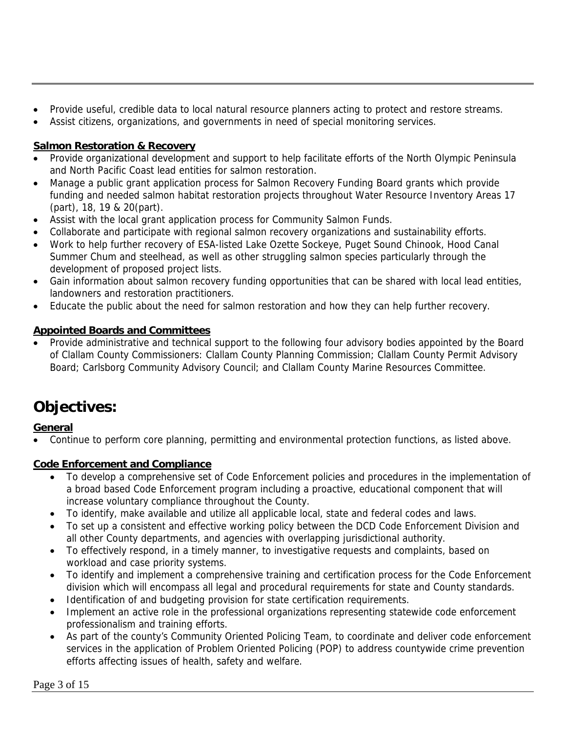- Provide useful, credible data to local natural resource planners acting to protect and restore streams.
- Assist citizens, organizations, and governments in need of special monitoring services.

**Salmon Restoration & Recovery**

- Provide organizational development and support to help facilitate efforts of the North Olympic Peninsula and North Pacific Coast lead entities for salmon restoration.
- Manage a public grant application process for Salmon Recovery Funding Board grants which provide funding and needed salmon habitat restoration projects throughout Water Resource Inventory Areas 17 (part), 18, 19 & 20(part).
- Assist with the local grant application process for Community Salmon Funds.
- Collaborate and participate with regional salmon recovery organizations and sustainability efforts.
- Work to help further recovery of ESA-listed Lake Ozette Sockeye, Puget Sound Chinook, Hood Canal Summer Chum and steelhead, as well as other struggling salmon species particularly through the development of proposed project lists.
- Gain information about salmon recovery funding opportunities that can be shared with local lead entities, landowners and restoration practitioners.
- Educate the public about the need for salmon restoration and how they can help further recovery.

**Appointed Boards and Committees**

- Provide administrative and technical support to the following four advisory bodies appointed by the Board of Clallam County Commissioners: Clallam County Planning Commission; Clallam County Permit Advisory Board; Carlsborg Community Advisory Council; and Clallam County Marine Resources Committee.

# Objectives:

**General**

- Continue to perform core planning, permitting and environmental protection functions, as listed above.

**Code Enforcement and Compliance**

- To develop a comprehensive set of Code Enforcement policies and procedures in the implementation of a broad based Code Enforcement program including a proactive, educational component that will increase voluntary compliance throughout the County.
- To identify, make available and utilize all applicable local, state and federal codes and laws.
- To set up a consistent and effective working policy between the DCD Code Enforcement Division and all other County departments, and agencies with overlapping jurisdictional authority.
- To effectively respond, in a timely manner, to investigative requests and complaints, based on workload and case priority systems.
- To identify and implement a comprehensive training and certification process for the Code Enforcement division which will encompass all legal and procedural requirements for state and County standards.
- Identification of and budgeting provision for state certification requirements.
- Implement an active role in the professional organizations representing statewide code enforcement professionalism and training efforts.
- As part of the county's Community Oriented Policing Team, to coordinate and deliver code enforcement services in the application of Problem Oriented Policing (POP) to address countywide crime prevention efforts affecting issues of health, safety and welfare.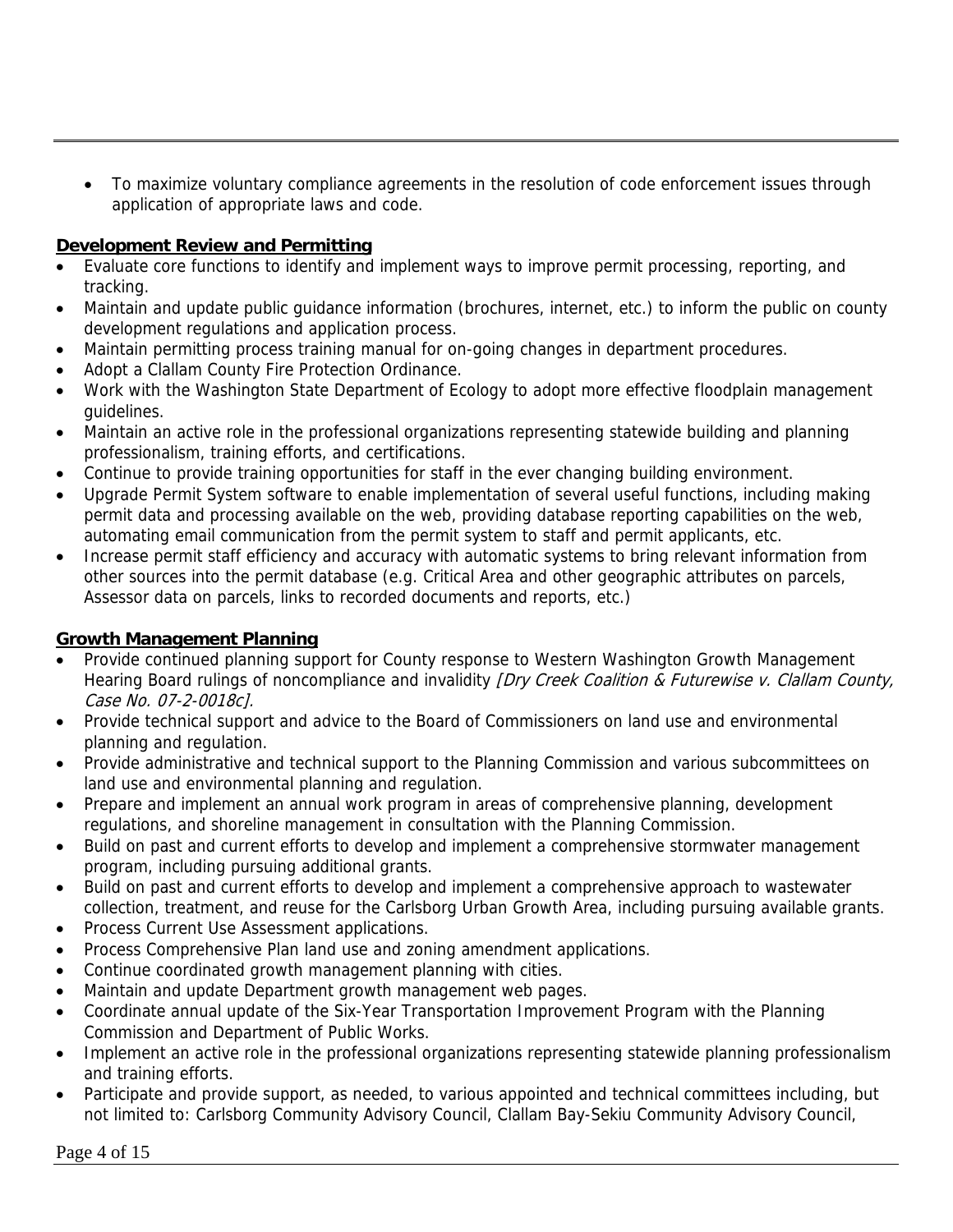- To maximize voluntary compliance agreements in the resolution of code enforcement issues through application of appropriate laws and code.

**Development Review and Permitting**

- Evaluate core functions to identify and implement ways to improve permit processing, reporting, and tracking.
- Maintain and update public guidance information (brochures, internet, etc.) to inform the public on county development regulations and application process.
- Maintain permitting process training manual for on-going changes in department procedures.
- Adopt a Clallam County Fire Protection Ordinance.
- Work with the Washington State Department of Ecology to adopt more effective floodplain management guidelines.
- Maintain an active role in the professional organizations representing statewide building and planning professionalism, training efforts, and certifications.
- Continue to provide training opportunities for staff in the ever changing building environment.
- Upgrade Permit System software to enable implementation of several useful functions, including making permit data and processing available on the web, providing database reporting capabilities on the web, automating email communication from the permit system to staff and permit applicants, etc.
- Increase permit staff efficiency and accuracy with automatic systems to bring relevant information from other sources into the permit database (e.g. Critical Area and other geographic attributes on parcels, Assessor data on parcels, links to recorded documents and reports, etc.)

**Growth Management Planning**

- Provide continued planning support for County response to Western Washington Growth Management Hearing Board rulings of noncompliance and invalidity *[Dry Creek Coalition & Futurewise v. Clallam County, Case No. 07-2-0018c].*
- Provide technical support and advice to the Board of Commissioners on land use and environmental planning and regulation.
- Provide administrative and technical support to the Planning Commission and various subcommittees on land use and environmental planning and regulation.
- Prepare and implement an annual work program in areas of comprehensive planning, development regulations, and shoreline management in consultation with the Planning Commission.
- Build on past and current efforts to develop and implement a comprehensive stormwater management program, including pursuing additional grants.
- Build on past and current efforts to develop and implement a comprehensive approach to wastewater collection, treatment, and reuse for the Carlsborg Urban Growth Area, including pursuing available grants.
- Process Current Use Assessment applications.
- Process Comprehensive Plan land use and zoning amendment applications.
- Continue coordinated growth management planning with cities.
- Maintain and update Department growth management web pages.
- Coordinate annual update of the Six-Year Transportation Improvement Program with the Planning Commission and Department of Public Works.
- Implement an active role in the professional organizations representing statewide planning professionalism and training efforts.
- Participate and provide support, as needed, to various appointed and technical committees including, but not limited to: Carlsborg Community Advisory Council, Clallam Bay-Sekiu Community Advisory Council,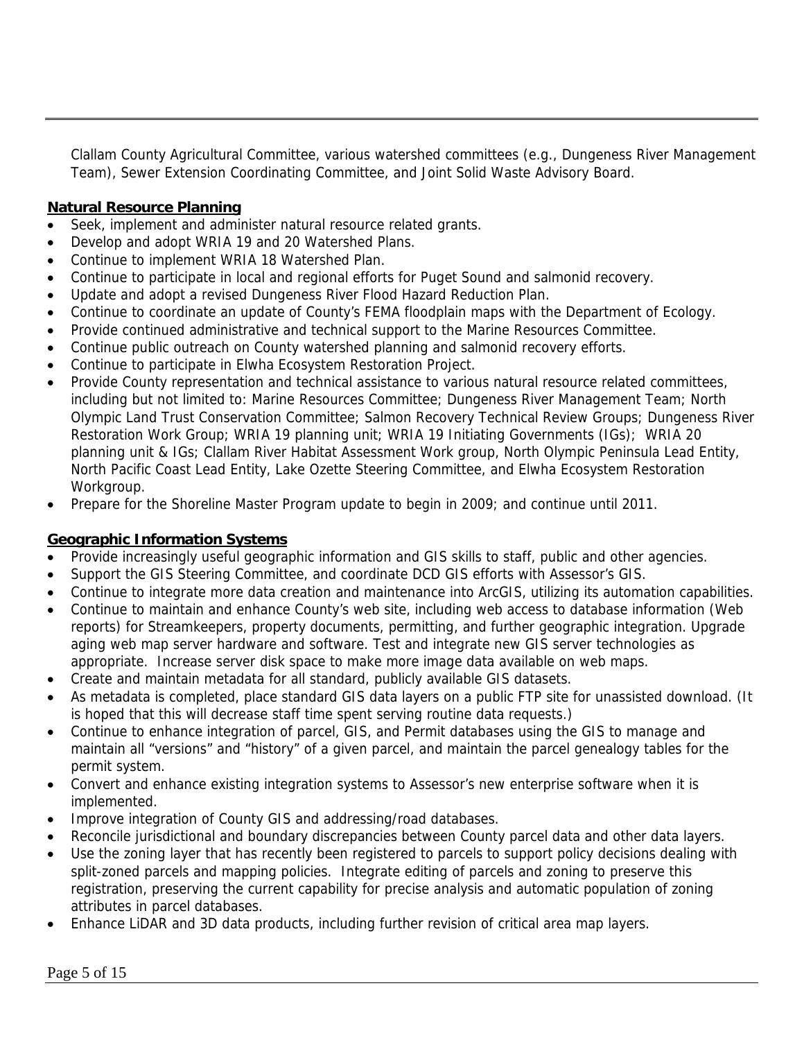Clallam County Agricultural Committee, various watershed committees (e.g., Dungeness River Management Team), Sewer Extension Coordinating Committee, and Joint Solid Waste Advisory Board.

**Natural Resource Planning**

- Seek, implement and administer natural resource related grants.
- Develop and adopt WRIA 19 and 20 Watershed Plans.
- Continue to implement WRIA 18 Watershed Plan.
- Continue to participate in local and regional efforts for Puget Sound and salmonid recovery.
- Update and adopt a revised Dungeness River Flood Hazard Reduction Plan.
- Continue to coordinate an update of County's FEMA floodplain maps with the Department of Ecology.
- Provide continued administrative and technical support to the Marine Resources Committee.
- Continue public outreach on County watershed planning and salmonid recovery efforts.
- Continue to participate in Elwha Ecosystem Restoration Project.
- Provide County representation and technical assistance to various natural resource related committees, including but not limited to: Marine Resources Committee; Dungeness River Management Team; North Olympic Land Trust Conservation Committee; Salmon Recovery Technical Review Groups; Dungeness River Restoration Work Group; WRIA 19 planning unit; WRIA 19 Initiating Governments (IGs); WRIA 20 planning unit & IGs; Clallam River Habitat Assessment Work group, North Olympic Peninsula Lead Entity, North Pacific Coast Lead Entity, Lake Ozette Steering Committee, and Elwha Ecosystem Restoration Workgroup.
- Prepare for the Shoreline Master Program update to begin in 2009; and continue until 2011.

**Geographic Information Systems**

- Provide increasingly useful geographic information and GIS skills to staff, public and other agencies.
- Support the GIS Steering Committee, and coordinate DCD GIS efforts with Assessor's GIS.
- Continue to integrate more data creation and maintenance into ArcGIS, utilizing its automation capabilities.
- Continue to maintain and enhance County's web site, including web access to database information (Web reports) for Streamkeepers, property documents, permitting, and further geographic integration. Upgrade aging web map server hardware and software. Test and integrate new GIS server technologies as appropriate. Increase server disk space to make more image data available on web maps.
- Create and maintain metadata for all standard, publicly available GIS datasets.
- As metadata is completed, place standard GIS data layers on a public FTP site for unassisted download. (It is hoped that this will decrease staff time spent serving routine data requests.)
- Continue to enhance integration of parcel, GIS, and Permit databases using the GIS to manage and maintain all "versions" and "history" of a given parcel, and maintain the parcel genealogy tables for the permit system.
- Convert and enhance existing integration systems to Assessor's new enterprise software when it is implemented.
- Improve integration of County GIS and addressing/road databases.
- Reconcile jurisdictional and boundary discrepancies between County parcel data and other data layers.
- Use the zoning layer that has recently been registered to parcels to support policy decisions dealing with split-zoned parcels and mapping policies. Integrate editing of parcels and zoning to preserve this registration, preserving the current capability for precise analysis and automatic population of zoning attributes in parcel databases.
- Enhance LiDAR and 3D data products, including further revision of critical area map layers.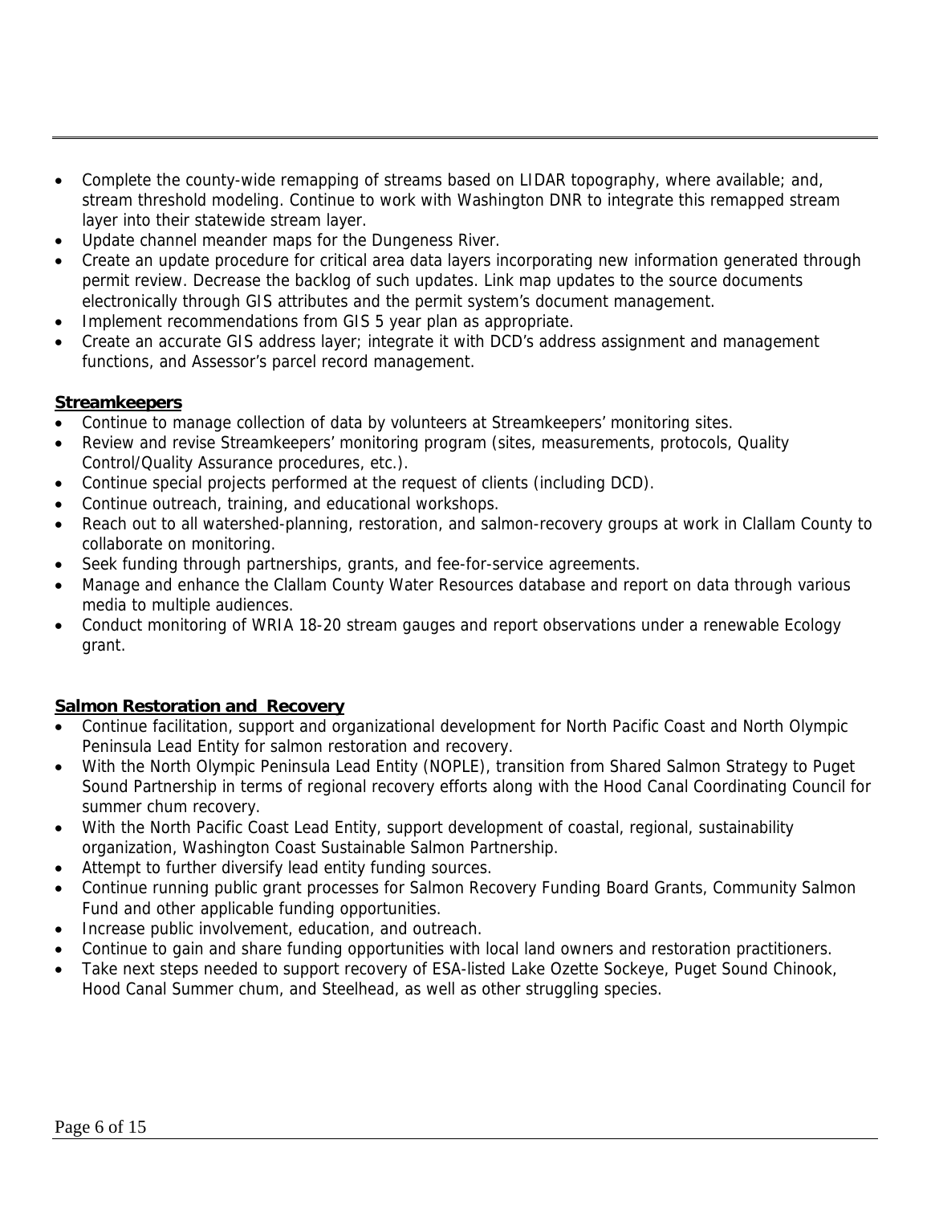- Complete the county-wide remapping of streams based on LIDAR topography, where available; and, stream threshold modeling. Continue to work with Washington DNR to integrate this remapped stream layer into their statewide stream layer.
- Update channel meander maps for the Dungeness River.
- Create an update procedure for critical area data layers incorporating new information generated through permit review. Decrease the backlog of such updates. Link map updates to the source documents electronically through GIS attributes and the permit system's document management.
- Implement recommendations from GIS 5 year plan as appropriate.
- Create an accurate GIS address layer; integrate it with DCD's address assignment and management functions, and Assessor's parcel record management.

**Streamkeepers**

- Continue to manage collection of data by volunteers at Streamkeepers' monitoring sites.
- Review and revise Streamkeepers' monitoring program (sites, measurements, protocols, Quality Control/Quality Assurance procedures, etc.).
- Continue special projects performed at the request of clients (including DCD).
- Continue outreach, training, and educational workshops.
- Reach out to all watershed-planning, restoration, and salmon-recovery groups at work in Clallam County to collaborate on monitoring.
- Seek funding through partnerships, grants, and fee-for-service agreements.
- Manage and enhance the Clallam County Water Resources database and report on data through various media to multiple audiences.
- Conduct monitoring of WRIA 18-20 stream gauges and report observations under a renewable Ecology grant.

**Salmon Restoration and Recovery**

- Continue facilitation, support and organizational development for North Pacific Coast and North Olympic Peninsula Lead Entity for salmon restoration and recovery.
- With the North Olympic Peninsula Lead Entity (NOPLE), transition from Shared Salmon Strategy to Puget Sound Partnership in terms of regional recovery efforts along with the Hood Canal Coordinating Council for summer chum recovery.
- With the North Pacific Coast Lead Entity, support development of coastal, regional, sustainability organization, Washington Coast Sustainable Salmon Partnership.
- Attempt to further diversify lead entity funding sources.
- Continue running public grant processes for Salmon Recovery Funding Board Grants, Community Salmon Fund and other applicable funding opportunities.
- Increase public involvement, education, and outreach.
- Continue to gain and share funding opportunities with local land owners and restoration practitioners.
- Take next steps needed to support recovery of ESA-listed Lake Ozette Sockeye, Puget Sound Chinook, Hood Canal Summer chum, and Steelhead, as well as other struggling species.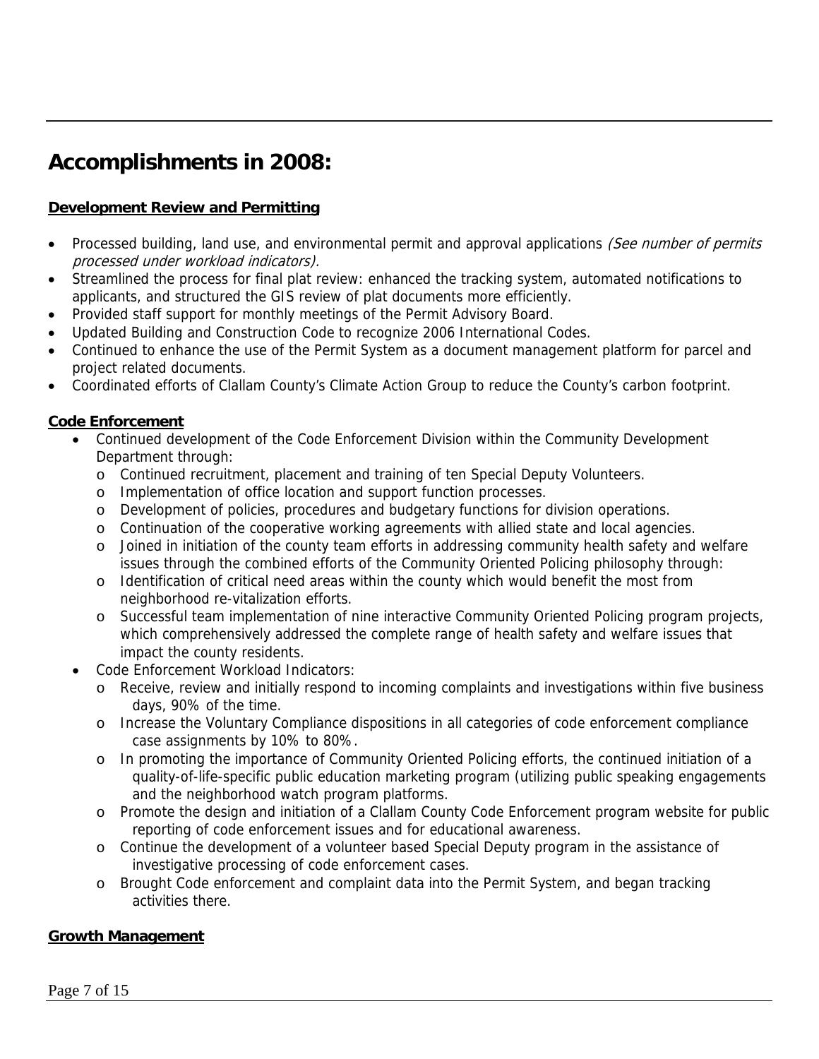## Accomplishments in 2008:

**Development Review and Permitting**

- Processed building, land use, and environmental permit and approval applications *(See number of permits processed under workload indicators).*
- Streamlined the process for final plat review: enhanced the tracking system, automated notifications to applicants, and structured the GIS review of plat documents more efficiently.
- Provided staff support for monthly meetings of the Permit Advisory Board.
- Updated Building and Construction Code to recognize 2006 International Codes.
- Continued to enhance the use of the Permit System as a document management platform for parcel and project related documents.
- Coordinated efforts of Clallam County's Climate Action Group to reduce the County's carbon footprint.

**Code Enforcement**

- Continued development of the Code Enforcement Division within the Community Development Department through:
  - Continued recruitment, placement and training of ten Special Deputy Volunteers.
  - Implementation of office location and support function processes.
  - Development of policies, procedures and budgetary functions for division operations.
  - Continuation of the cooperative working agreements with allied state and local agencies.
  - Joined in initiation of the county team efforts in addressing community health safety and welfare issues through the combined efforts of the Community Oriented Policing philosophy through:
  - Identification of critical need areas within the county which would benefit the most from neighborhood re-vitalization efforts.
  - Successful team implementation of nine interactive Community Oriented Policing program projects, which comprehensively addressed the complete range of health safety and welfare issues that impact the county residents.
- Code Enforcement Workload Indicators:
  - Receive, review and initially respond to incoming complaints and investigations within five business days, 90% of the time.
  - Increase the Voluntary Compliance dispositions in all categories of code enforcement compliance case assignments by 10% to 80%.
  - In promoting the importance of Community Oriented Policing efforts, the continued initiation of a quality-of-life-specific public education marketing program (utilizing public speaking engagements and the neighborhood watch program platforms.
  - Promote the design and initiation of a Clallam County Code Enforcement program website for public reporting of code enforcement issues and for educational awareness.
  - Continue the development of a volunteer based Special Deputy program in the assistance of investigative processing of code enforcement cases.
  - Brought Code enforcement and complaint data into the Permit System, and began tracking activities there.

**Growth Management**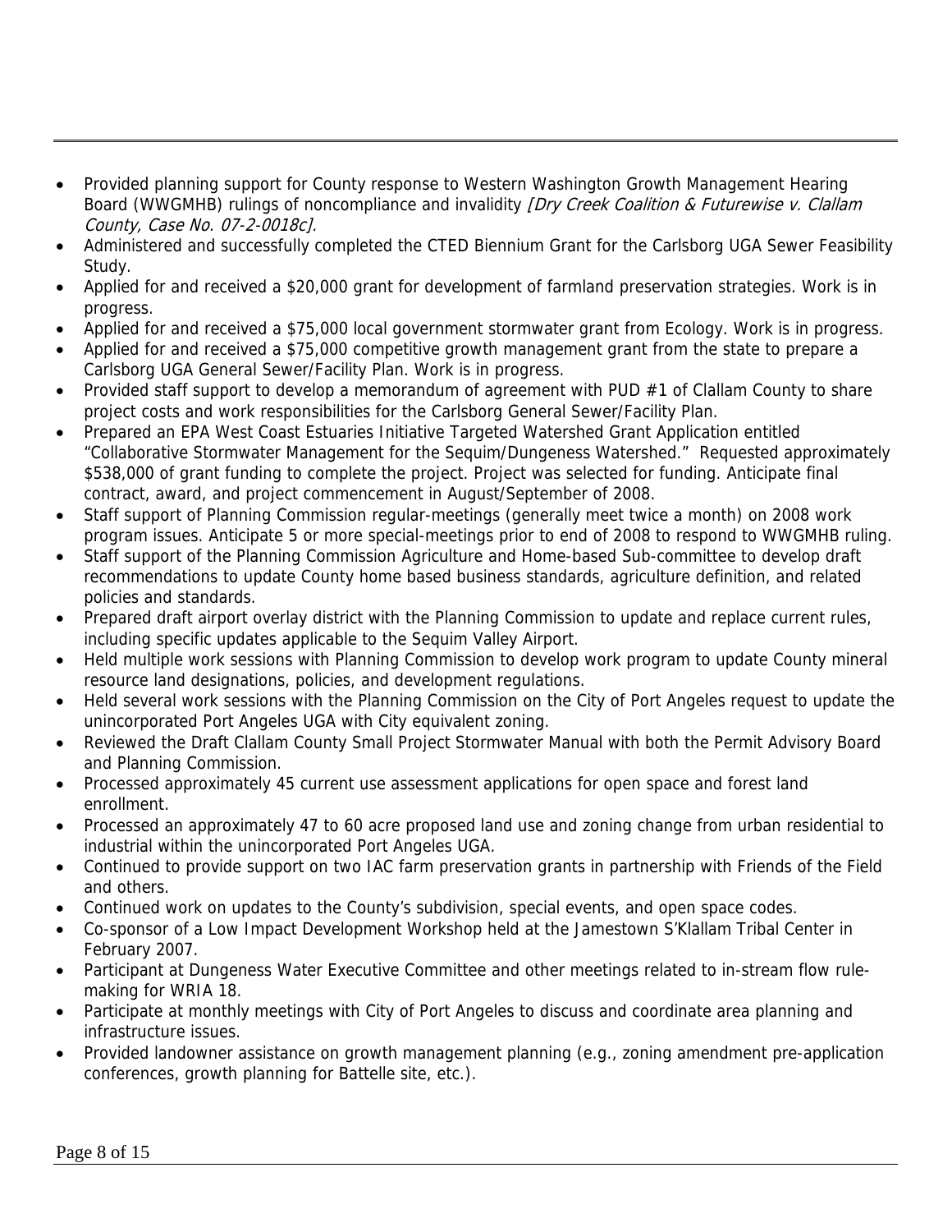- Provided planning support for County response to Western Washington Growth Management Hearing Board (WWGMHB) rulings of noncompliance and invalidity *[Dry Creek Coalition & Futurewise v. Clallam County, Case No. 07-2-0018c].*
- Administered and successfully completed the CTED Biennium Grant for the Carlsborg UGA Sewer Feasibility Study.
- Applied for and received a $20,000 grant for development of farmland preservation strategies. Work is in progress.
- Applied for and received a $75,000 local government stormwater grant from Ecology. Work is in progress.
- Applied for and received a $75,000 competitive growth management grant from the state to prepare a Carlsborg UGA General Sewer/Facility Plan. Work is in progress.
- Provided staff support to develop a memorandum of agreement with PUD #1 of Clallam County to share project costs and work responsibilities for the Carlsborg General Sewer/Facility Plan.
- Prepared an EPA West Coast Estuaries Initiative Targeted Watershed Grant Application entitled "Collaborative Stormwater Management for the Sequim/Dungeness Watershed." Requested approximately $538,000 of grant funding to complete the project. Project was selected for funding. Anticipate final contract, award, and project commencement in August/September of 2008.
- Staff support of Planning Commission regular-meetings (generally meet twice a month) on 2008 work program issues. Anticipate 5 or more special-meetings prior to end of 2008 to respond to WWGMHB ruling.
- Staff support of the Planning Commission Agriculture and Home-based Sub-committee to develop draft recommendations to update County home based business standards, agriculture definition, and related policies and standards.
- Prepared draft airport overlay district with the Planning Commission to update and replace current rules, including specific updates applicable to the Sequim Valley Airport.
- Held multiple work sessions with Planning Commission to develop work program to update County mineral resource land designations, policies, and development regulations.
- Held several work sessions with the Planning Commission on the City of Port Angeles request to update the unincorporated Port Angeles UGA with City equivalent zoning.
- Reviewed the Draft Clallam County Small Project Stormwater Manual with both the Permit Advisory Board and Planning Commission.
- Processed approximately 45 current use assessment applications for open space and forest land enrollment.
- Processed an approximately 47 to 60 acre proposed land use and zoning change from urban residential to industrial within the unincorporated Port Angeles UGA.
- Continued to provide support on two IAC farm preservation grants in partnership with Friends of the Field and others.
- Continued work on updates to the County's subdivision, special events, and open space codes.
- Co-sponsor of a Low Impact Development Workshop held at the Jamestown S'Klallam Tribal Center in February 2007.
- Participant at Dungeness Water Executive Committee and other meetings related to in-stream flow rule-making for WRIA 18.
- Participate at monthly meetings with City of Port Angeles to discuss and coordinate area planning and infrastructure issues.
- Provided landowner assistance on growth management planning (e.g., zoning amendment pre-application conferences, growth planning for Battelle site, etc.).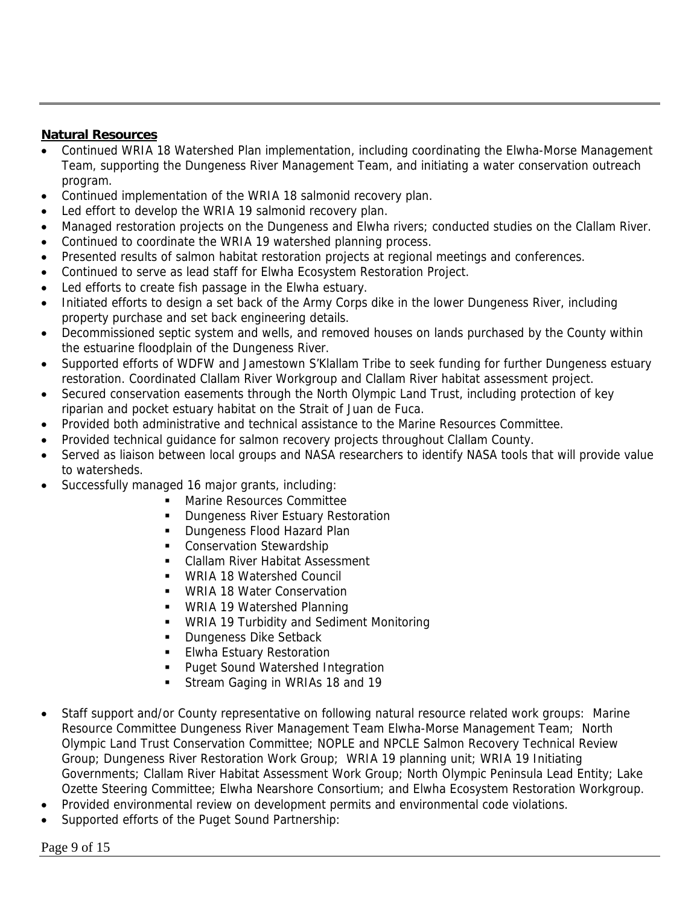**Natural Resources**

- Continued WRIA 18 Watershed Plan implementation, including coordinating the Elwha-Morse Management Team, supporting the Dungeness River Management Team, and initiating a water conservation outreach program.
- Continued implementation of the WRIA 18 salmonid recovery plan.
- Led effort to develop the WRIA 19 salmonid recovery plan.
- Managed restoration projects on the Dungeness and Elwha rivers; conducted studies on the Clallam River.
- Continued to coordinate the WRIA 19 watershed planning process.
- Presented results of salmon habitat restoration projects at regional meetings and conferences.
- Continued to serve as lead staff for Elwha Ecosystem Restoration Project.
- Led efforts to create fish passage in the Elwha estuary.
- Initiated efforts to design a set back of the Army Corps dike in the lower Dungeness River, including property purchase and set back engineering details.
- Decommissioned septic system and wells, and removed houses on lands purchased by the County within the estuarine floodplain of the Dungeness River.
- Supported efforts of WDFW and Jamestown S'Klallam Tribe to seek funding for further Dungeness estuary restoration. Coordinated Clallam River Workgroup and Clallam River habitat assessment project.
- Secured conservation easements through the North Olympic Land Trust, including protection of key riparian and pocket estuary habitat on the Strait of Juan de Fuca.
- Provided both administrative and technical assistance to the Marine Resources Committee.
- Provided technical guidance for salmon recovery projects throughout Clallam County.
- Served as liaison between local groups and NASA researchers to identify NASA tools that will provide value to watersheds.
- Successfully managed 16 major grants, including:
  - Marine Resources Committee
  - Dungeness River Estuary Restoration
  - Dungeness Flood Hazard Plan
  - Conservation Stewardship
  - Clallam River Habitat Assessment
  - WRIA 18 Watershed Council
  - WRIA 18 Water Conservation
  - WRIA 19 Watershed Planning
  - WRIA 19 Turbidity and Sediment Monitoring
  - Dungeness Dike Setback
  - Elwha Estuary Restoration
  - Puget Sound Watershed Integration
  - Stream Gaging in WRIAs 18 and 19
- Staff support and/or County representative on following natural resource related work groups: Marine Resource Committee Dungeness River Management Team Elwha-Morse Management Team; North Olympic Land Trust Conservation Committee; NOPLE and NPCLE Salmon Recovery Technical Review Group; Dungeness River Restoration Work Group; WRIA 19 planning unit; WRIA 19 Initiating Governments; Clallam River Habitat Assessment Work Group; North Olympic Peninsula Lead Entity; Lake Ozette Steering Committee; Elwha Nearshore Consortium; and Elwha Ecosystem Restoration Workgroup.
- Provided environmental review on development permits and environmental code violations.
- Supported efforts of the Puget Sound Partnership: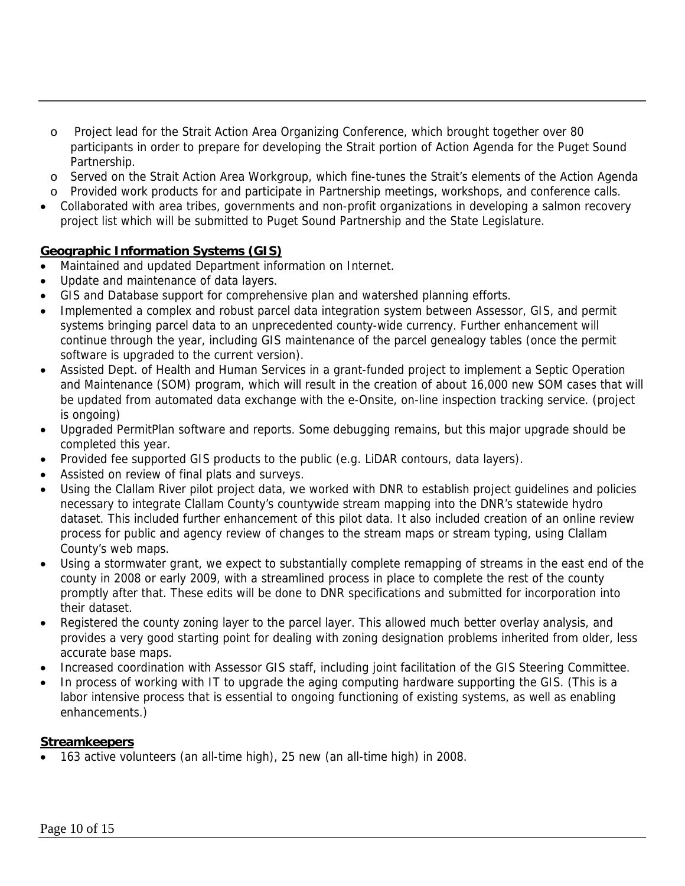- Project lead for the Strait Action Area Organizing Conference, which brought together over 80 participants in order to prepare for developing the Strait portion of Action Agenda for the Puget Sound Partnership.
  - Served on the Strait Action Area Workgroup, which fine-tunes the Strait's elements of the Action Agenda
  - Provided work products for and participate in Partnership meetings, workshops, and conference calls.
- Collaborated with area tribes, governments and non-profit organizations in developing a salmon recovery project list which will be submitted to Puget Sound Partnership and the State Legislature.

**Geographic Information Systems (GIS)**

- Maintained and updated Department information on Internet.
- Update and maintenance of data layers.
- GIS and Database support for comprehensive plan and watershed planning efforts.
- Implemented a complex and robust parcel data integration system between Assessor, GIS, and permit systems bringing parcel data to an unprecedented county-wide currency. Further enhancement will continue through the year, including GIS maintenance of the parcel genealogy tables (once the permit software is upgraded to the current version).
- Assisted Dept. of Health and Human Services in a grant-funded project to implement a Septic Operation and Maintenance (SOM) program, which will result in the creation of about 16,000 new SOM cases that will be updated from automated data exchange with the e-Onsite, on-line inspection tracking service. (project is ongoing)
- Upgraded PermitPlan software and reports. Some debugging remains, but this major upgrade should be completed this year.
- Provided fee supported GIS products to the public (e.g. LiDAR contours, data layers).
- Assisted on review of final plats and surveys.
- Using the Clallam River pilot project data, we worked with DNR to establish project guidelines and policies necessary to integrate Clallam County's countywide stream mapping into the DNR's statewide hydro dataset. This included further enhancement of this pilot data. It also included creation of an online review process for public and agency review of changes to the stream maps or stream typing, using Clallam County's web maps.
- Using a stormwater grant, we expect to substantially complete remapping of streams in the east end of the county in 2008 or early 2009, with a streamlined process in place to complete the rest of the county promptly after that. These edits will be done to DNR specifications and submitted for incorporation into their dataset.
- Registered the county zoning layer to the parcel layer. This allowed much better overlay analysis, and provides a very good starting point for dealing with zoning designation problems inherited from older, less accurate base maps.
- Increased coordination with Assessor GIS staff, including joint facilitation of the GIS Steering Committee.
- In process of working with IT to upgrade the aging computing hardware supporting the GIS. (This is a labor intensive process that is essential to ongoing functioning of existing systems, as well as enabling enhancements.)

**Streamkeepers**

- 163 active volunteers (an all-time high), 25 new (an all-time high) in 2008.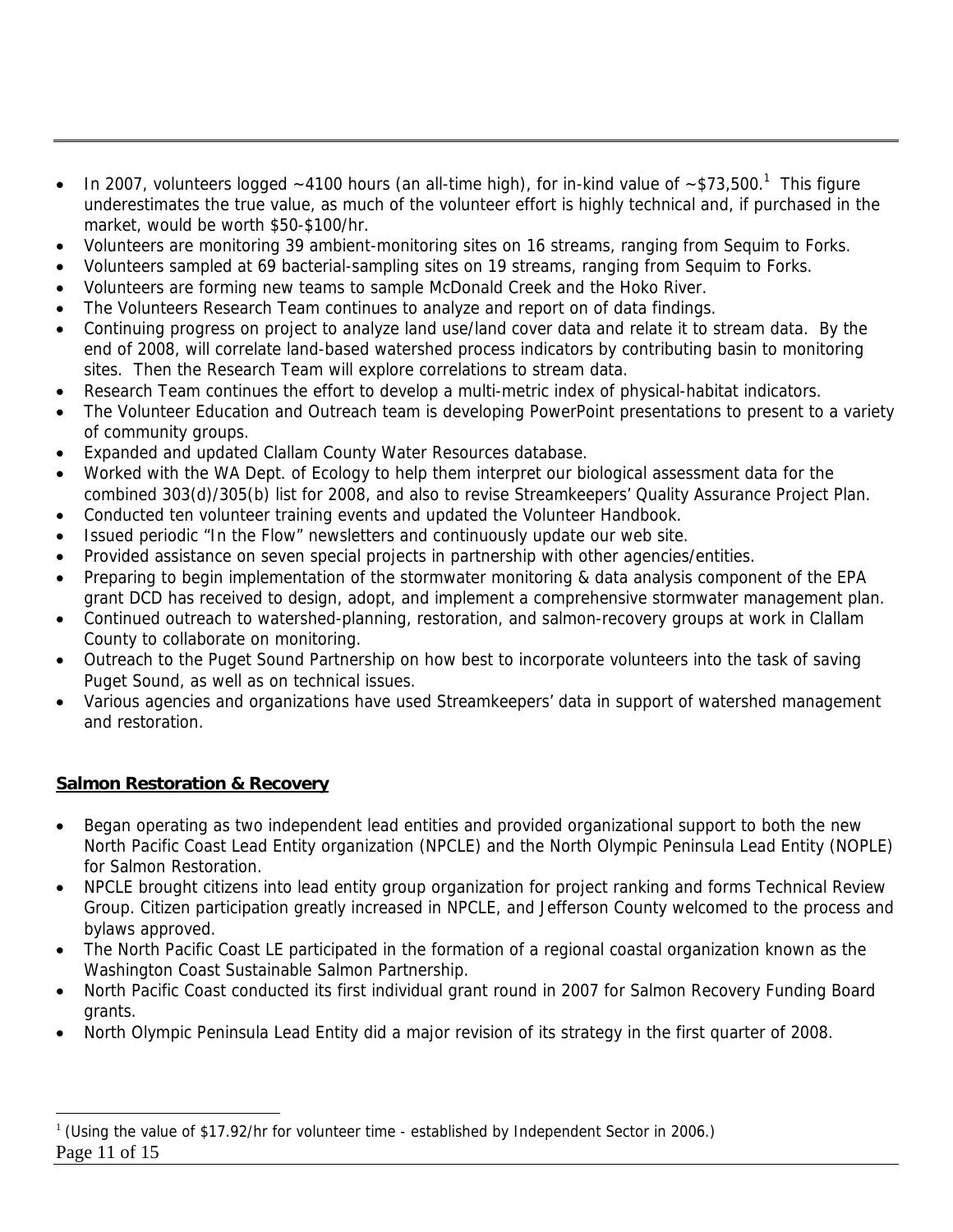- In 2007, volunteers logged ~4100 hours (an all-time high), for in-kind value of ~$73,500.[1] This figure underestimates the true value, as much of the volunteer effort is highly technical and, if purchased in the market, would be worth $50-$100/hr.
- Volunteers are monitoring 39 ambient-monitoring sites on 16 streams, ranging from Sequim to Forks.
- Volunteers sampled at 69 bacterial-sampling sites on 19 streams, ranging from Sequim to Forks.
- Volunteers are forming new teams to sample McDonald Creek and the Hoko River.
- The Volunteers Research Team continues to analyze and report on of data findings.
- Continuing progress on project to analyze land use/land cover data and relate it to stream data. By the end of 2008, will correlate land-based watershed process indicators by contributing basin to monitoring sites. Then the Research Team will explore correlations to stream data.
- Research Team continues the effort to develop a multi-metric index of physical-habitat indicators.
- The Volunteer Education and Outreach team is developing PowerPoint presentations to present to a variety of community groups.
- Expanded and updated Clallam County Water Resources database.
- Worked with the WA Dept. of Ecology to help them interpret our biological assessment data for the combined 303(d)/305(b) list for 2008, and also to revise Streamkeepers' Quality Assurance Project Plan.
- Conducted ten volunteer training events and updated the Volunteer Handbook.
- Issued periodic "In the Flow" newsletters and continuously update our web site.
- Provided assistance on seven special projects in partnership with other agencies/entities.
- Preparing to begin implementation of the stormwater monitoring & data analysis component of the EPA grant DCD has received to design, adopt, and implement a comprehensive stormwater management plan.
- Continued outreach to watershed-planning, restoration, and salmon-recovery groups at work in Clallam County to collaborate on monitoring.
- Outreach to the Puget Sound Partnership on how best to incorporate volunteers into the task of saving Puget Sound, as well as on technical issues.
- Various agencies and organizations have used Streamkeepers' data in support of watershed management and restoration.

**Salmon Restoration & Recovery**

- Began operating as two independent lead entities and provided organizational support to both the new North Pacific Coast Lead Entity organization (NPCLE) and the North Olympic Peninsula Lead Entity (NOPLE) for Salmon Restoration.
- NPCLE brought citizens into lead entity group organization for project ranking and forms Technical Review Group. Citizen participation greatly increased in NPCLE, and Jefferson County welcomed to the process and bylaws approved.
- The North Pacific Coast LE participated in the formation of a regional coastal organization known as the Washington Coast Sustainable Salmon Partnership.
- North Pacific Coast conducted its first individual grant round in 2007 for Salmon Recovery Funding Board grants.
- North Olympic Peninsula Lead Entity did a major revision of its strategy in the first quarter of 2008.

[1] (Using the value of $17.92/hr for volunteer time - established by Independent Sector in 2006.)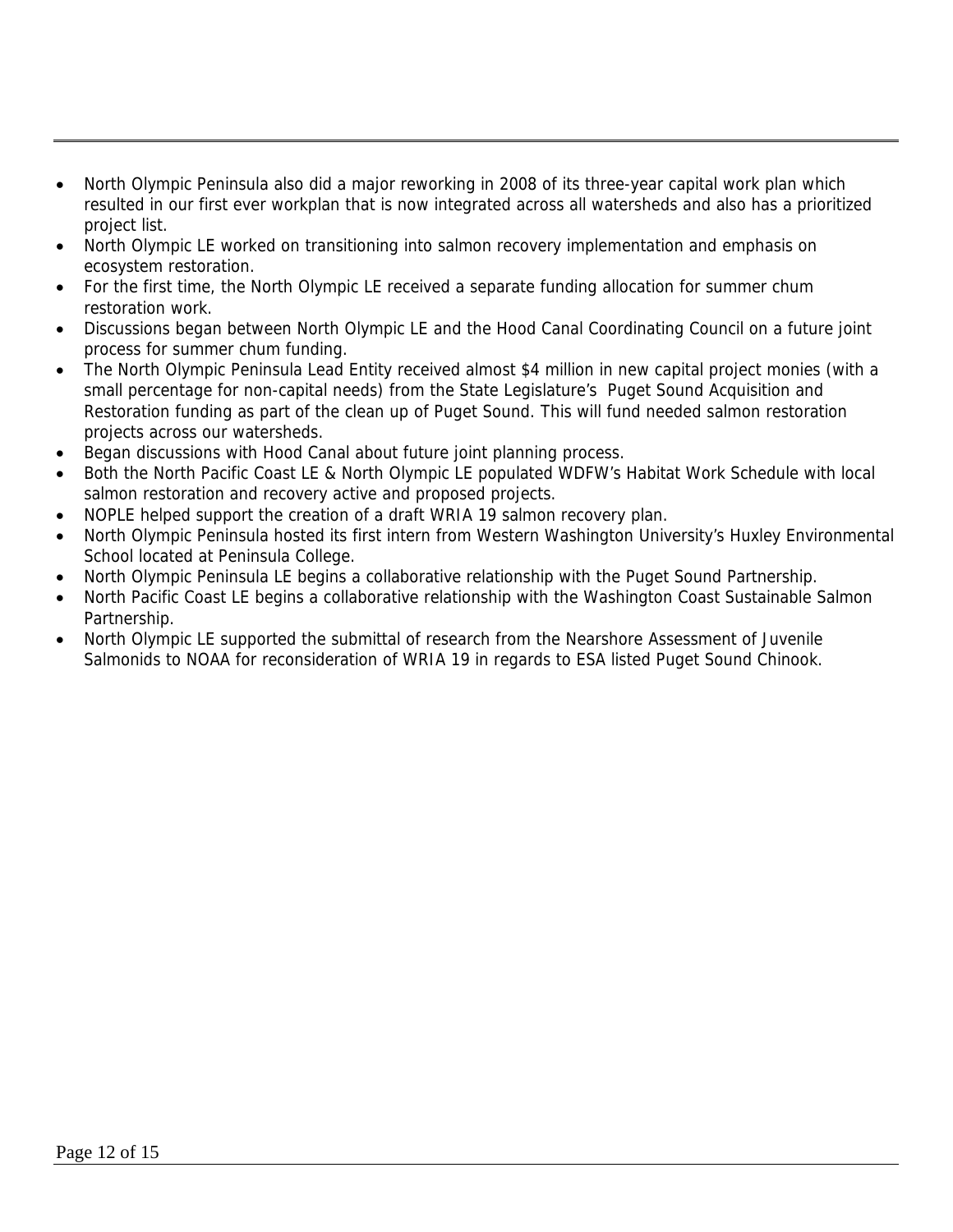- North Olympic Peninsula also did a major reworking in 2008 of its three-year capital work plan which resulted in our first ever workplan that is now integrated across all watersheds and also has a prioritized project list.
- North Olympic LE worked on transitioning into salmon recovery implementation and emphasis on ecosystem restoration.
- For the first time, the North Olympic LE received a separate funding allocation for summer chum restoration work.
- Discussions began between North Olympic LE and the Hood Canal Coordinating Council on a future joint process for summer chum funding.
- The North Olympic Peninsula Lead Entity received almost $4 million in new capital project monies (with a small percentage for non-capital needs) from the State Legislature's Puget Sound Acquisition and Restoration funding as part of the clean up of Puget Sound. This will fund needed salmon restoration projects across our watersheds.
- Began discussions with Hood Canal about future joint planning process.
- Both the North Pacific Coast LE & North Olympic LE populated WDFW's Habitat Work Schedule with local salmon restoration and recovery active and proposed projects.
- NOPLE helped support the creation of a draft WRIA 19 salmon recovery plan.
- North Olympic Peninsula hosted its first intern from Western Washington University's Huxley Environmental School located at Peninsula College.
- North Olympic Peninsula LE begins a collaborative relationship with the Puget Sound Partnership.
- North Pacific Coast LE begins a collaborative relationship with the Washington Coast Sustainable Salmon Partnership.
- North Olympic LE supported the submittal of research from the Nearshore Assessment of Juvenile Salmonids to NOAA for reconsideration of WRIA 19 in regards to ESA listed Puget Sound Chinook.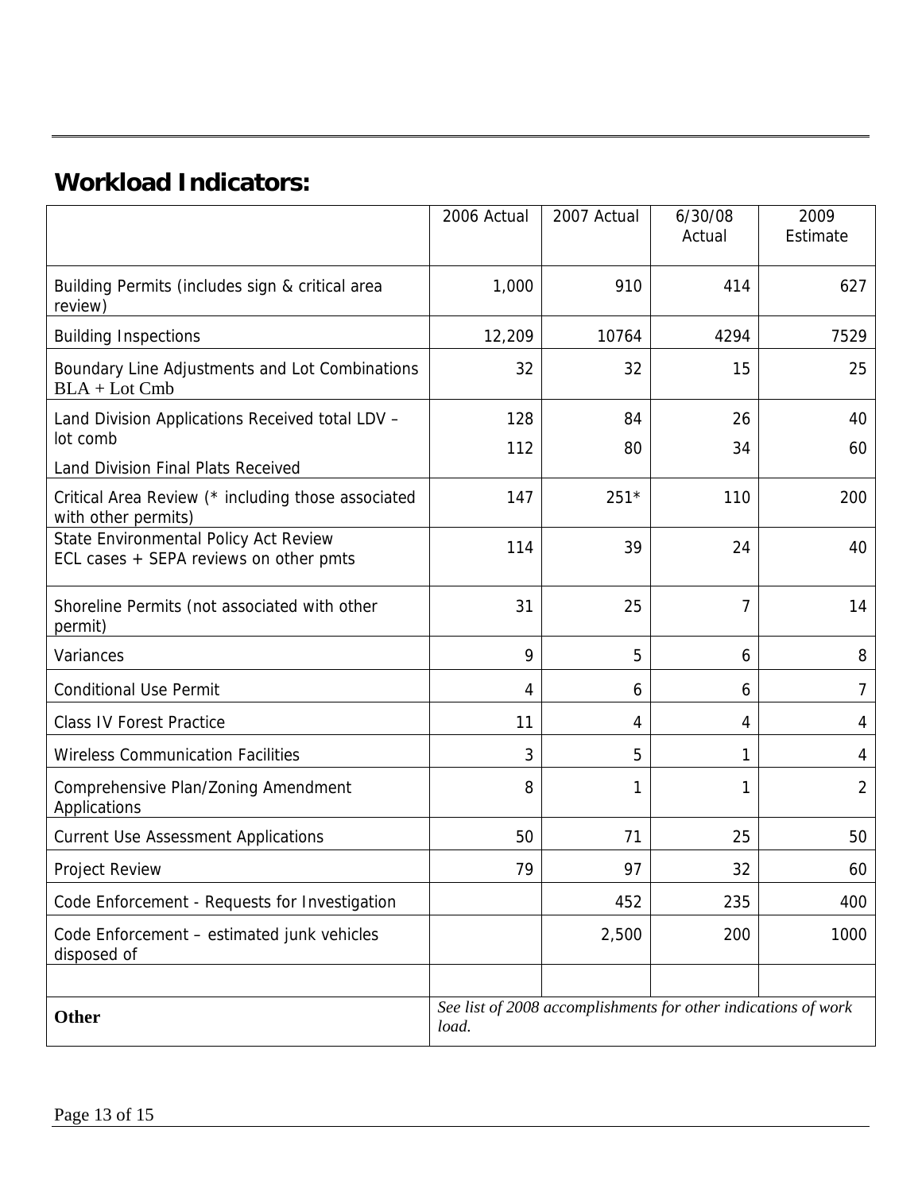## Workload Indicators:

| | 2006 Actual | 2007 Actual | 6/30/08 Actual | 2009 Estimate |
|---|---|---|---|---|
| Building Permits (includes sign & critical area review) | 1,000 | 910 | 414 | 627 |
| Building Inspections | 12,209 | 10764 | 4294 | 7529 |
| Boundary Line Adjustments and Lot Combinations BLA + Lot Cmb | 32 | 32 | 15 | 25 |
| Land Division Applications Received total LDV – lot comb | 128 | 84 | 26 | 40 |
| Land Division Final Plats Received | 112 | 80 | 34 | 60 |
| Critical Area Review (* including those associated with other permits) | 147 | 251* | 110 | 200 |
| State Environmental Policy Act Review ECL cases + SEPA reviews on other pmts | 114 | 39 | 24 | 40 |
| Shoreline Permits (not associated with other permit) | 31 | 25 | 7 | 14 |
| Variances | 9 | 5 | 6 | 8 |
| Conditional Use Permit | 4 | 6 | 6 | 7 |
| Class IV Forest Practice | 11 | 4 | 4 | 4 |
| Wireless Communication Facilities | 3 | 5 | 1 | 4 |
| Comprehensive Plan/Zoning Amendment Applications | 8 | 1 | 1 | 2 |
| Current Use Assessment Applications | 50 | 71 | 25 | 50 |
| Project Review | 79 | 97 | 32 | 60 |
| Code Enforcement - Requests for Investigation | | 452 | 235 | 400 |
| Code Enforcement – estimated junk vehicles disposed of | | 2,500 | 200 | 1000 |
| | | | | |
| **Other** | *See list of 2008 accomplishments for other indications of work load.* | | | |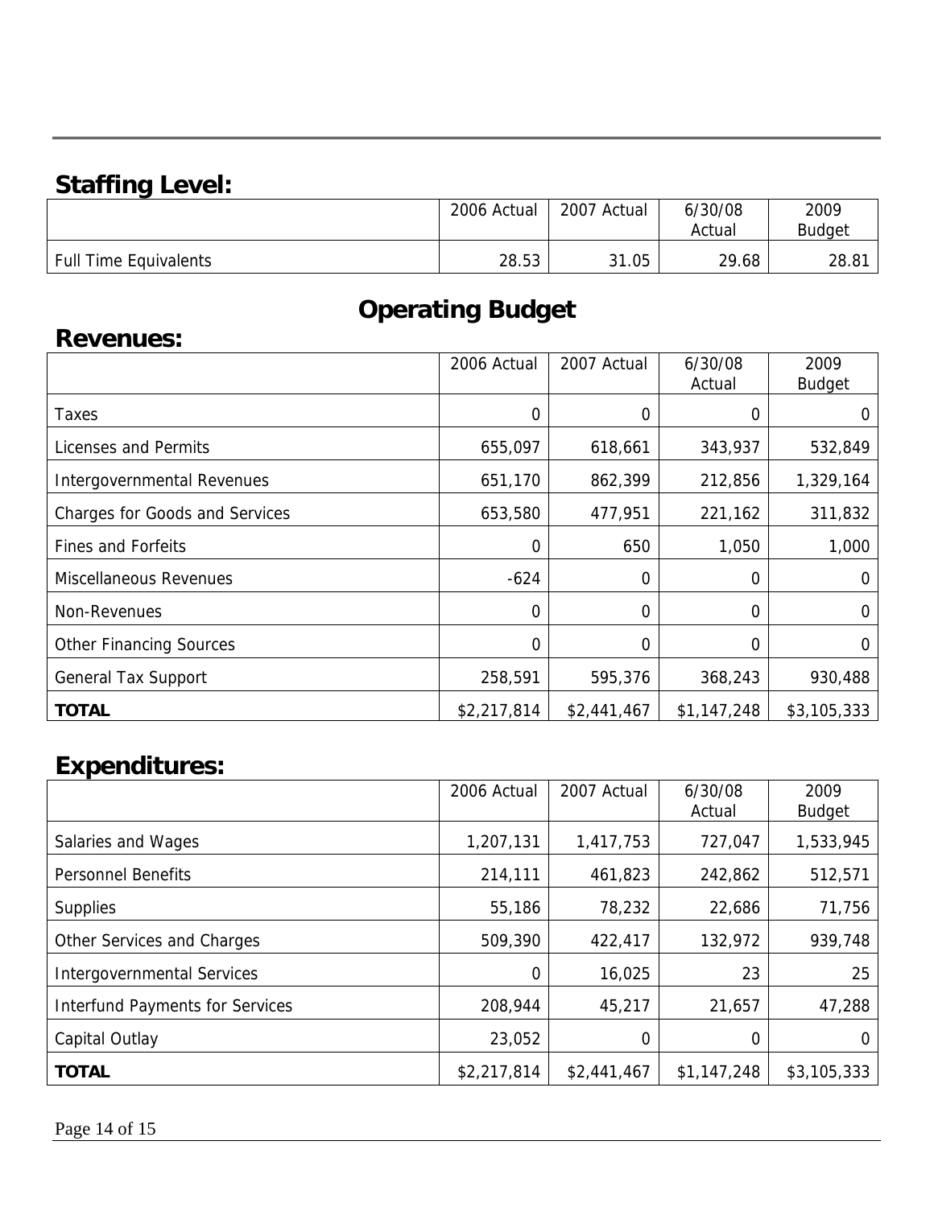## Staffing Level:

| | 2006 Actual | 2007 Actual | 6/30/08 Actual | 2009 Budget |
|---|---|---|---|---|
| Full Time Equivalents | 28.53 | 31.05 | 29.68 | 28.81 |

# Operating Budget

## Revenues:

| | 2006 Actual | 2007 Actual | 6/30/08 Actual | 2009 Budget |
|---|---|---|---|---|
| Taxes | 0 | 0 | 0 | 0 |
| Licenses and Permits | 655,097 | 618,661 | 343,937 | 532,849 |
| Intergovernmental Revenues | 651,170 | 862,399 | 212,856 | 1,329,164 |
| Charges for Goods and Services | 653,580 | 477,951 | 221,162 | 311,832 |
| Fines and Forfeits | 0 | 650 | 1,050 | 1,000 |
| Miscellaneous Revenues | -624 | 0 | 0 | 0 |
| Non-Revenues | 0 | 0 | 0 | 0 |
| Other Financing Sources | 0 | 0 | 0 | 0 |
| General Tax Support | 258,591 | 595,376 | 368,243 | 930,488 |
| **TOTAL** | $2,217,814 | $2,441,467 | $1,147,248 | $3,105,333 |

## Expenditures:

| | 2006 Actual | 2007 Actual | 6/30/08 Actual | 2009 Budget |
|---|---|---|---|---|
| Salaries and Wages | 1,207,131 | 1,417,753 | 727,047 | 1,533,945 |
| Personnel Benefits | 214,111 | 461,823 | 242,862 | 512,571 |
| Supplies | 55,186 | 78,232 | 22,686 | 71,756 |
| Other Services and Charges | 509,390 | 422,417 | 132,972 | 939,748 |
| Intergovernmental Services | 0 | 16,025 | 23 | 25 |
| Interfund Payments for Services | 208,944 | 45,217 | 21,657 | 47,288 |
| Capital Outlay | 23,052 | 0 | 0 | 0 |
| **TOTAL** | $2,217,814 | $2,441,467 | $1,147,248 | $3,105,333 |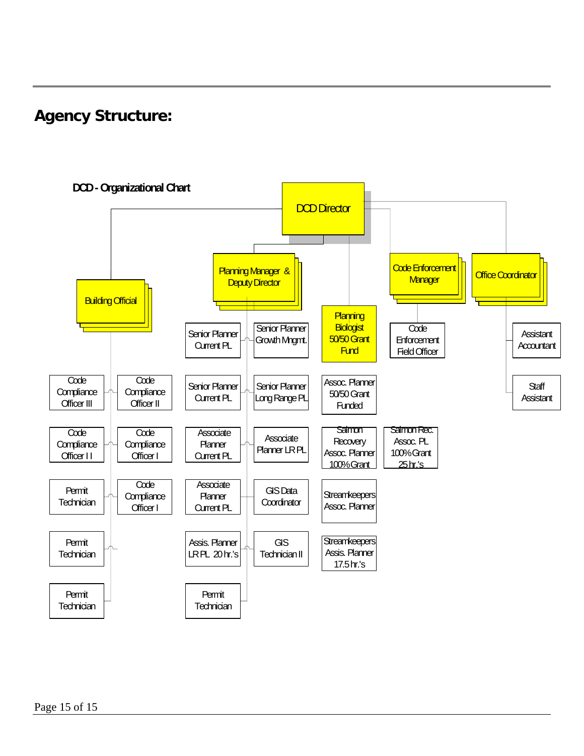## Agency Structure:

DCD - Organizational Chart

DCD Director

Building Official

Planning Manager & Deputy Director

Planning Biologist 50/50 Grant Fund

Code Enforcement Manager

Office Coordinator

Senior Planner Current PL

Senior Planner Growth Mngmt.

Code Enforcement Field Officer

Assistant Accountant

Code Compliance Officer III

Code Compliance Officer II

Senior Planner Current PL

Senior Planner Long Range PL

Assoc. Planner 50/50 Grant Funded

Staff Assistant

Code Compliance Officer I I

Code Compliance Officer I

Associate Planner Current PL

Associate Planner LR PL

Salmon Recovery Assoc. Planner 100% Grant

Salmon Rec. Assoc. PL 100% Grant 25 hr.'s

Permit Technician

Code Compliance Officer I

Associate Planner Current PL

GIS Data Coordinator

Streamkeepers Assoc. Planner

Permit Technician

Assis. Planner LR PL 20 hr.'s

GIS Technician II

Streamkeepers Assis. Planner 17.5 hr.'s

Permit Technician

Permit Technician